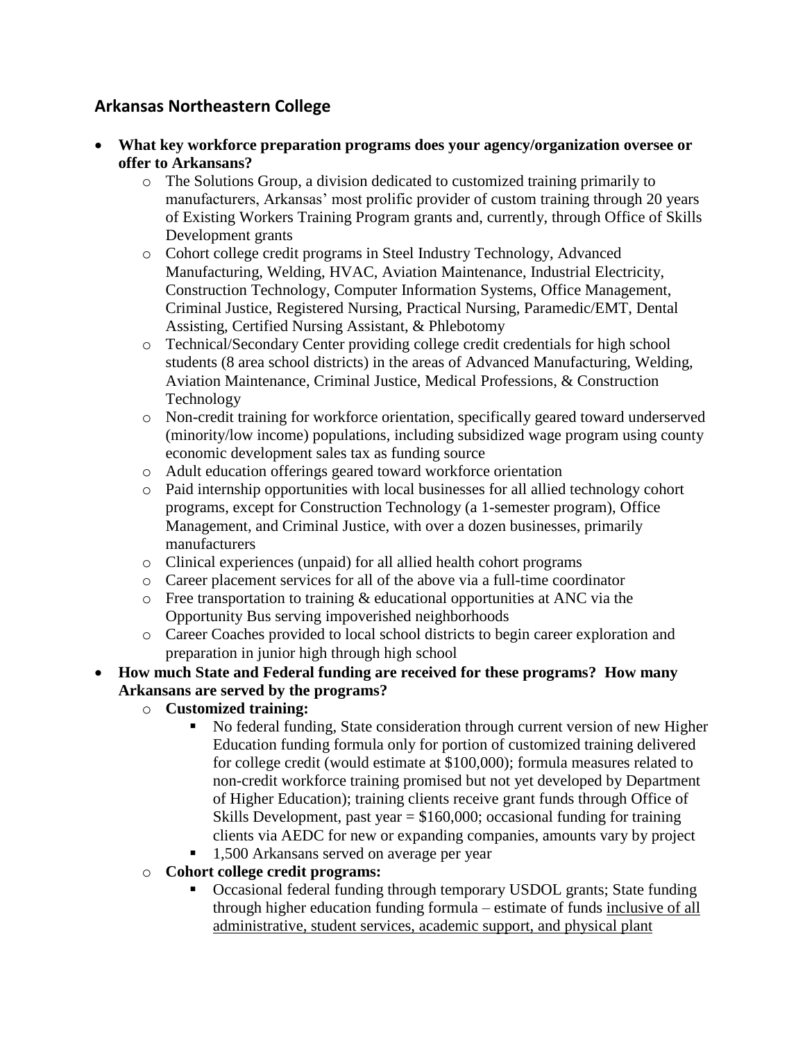## Arkansas Northeastern College

- **What key workforce preparation programs does your agency/organization oversee or offer to Arkansans?**
  - The Solutions Group, a division dedicated to customized training primarily to manufacturers, Arkansas' most prolific provider of custom training through 20 years of Existing Workers Training Program grants and, currently, through Office of Skills Development grants
  - Cohort college credit programs in Steel Industry Technology, Advanced Manufacturing, Welding, HVAC, Aviation Maintenance, Industrial Electricity, Construction Technology, Computer Information Systems, Office Management, Criminal Justice, Registered Nursing, Practical Nursing, Paramedic/EMT, Dental Assisting, Certified Nursing Assistant, & Phlebotomy
  - Technical/Secondary Center providing college credit credentials for high school students (8 area school districts) in the areas of Advanced Manufacturing, Welding, Aviation Maintenance, Criminal Justice, Medical Professions, & Construction Technology
  - Non-credit training for workforce orientation, specifically geared toward underserved (minority/low income) populations, including subsidized wage program using county economic development sales tax as funding source
  - Adult education offerings geared toward workforce orientation
  - Paid internship opportunities with local businesses for all allied technology cohort programs, except for Construction Technology (a 1-semester program), Office Management, and Criminal Justice, with over a dozen businesses, primarily manufacturers
  - Clinical experiences (unpaid) for all allied health cohort programs
  - Career placement services for all of the above via a full-time coordinator
  - Free transportation to training & educational opportunities at ANC via the Opportunity Bus serving impoverished neighborhoods
  - Career Coaches provided to local school districts to begin career exploration and preparation in junior high through high school
- **How much State and Federal funding are received for these programs? How many Arkansans are served by the programs?**
  - **Customized training:**
    - No federal funding, State consideration through current version of new Higher Education funding formula only for portion of customized training delivered for college credit (would estimate at $100,000); formula measures related to non-credit workforce training promised but not yet developed by Department of Higher Education); training clients receive grant funds through Office of Skills Development, past year = $160,000; occasional funding for training clients via AEDC for new or expanding companies, amounts vary by project
    - 1,500 Arkansans served on average per year
  - **Cohort college credit programs:**
    - Occasional federal funding through temporary USDOL grants; State funding through higher education funding formula – estimate of funds <u>inclusive of all administrative, student services, academic support, and physical plant</u>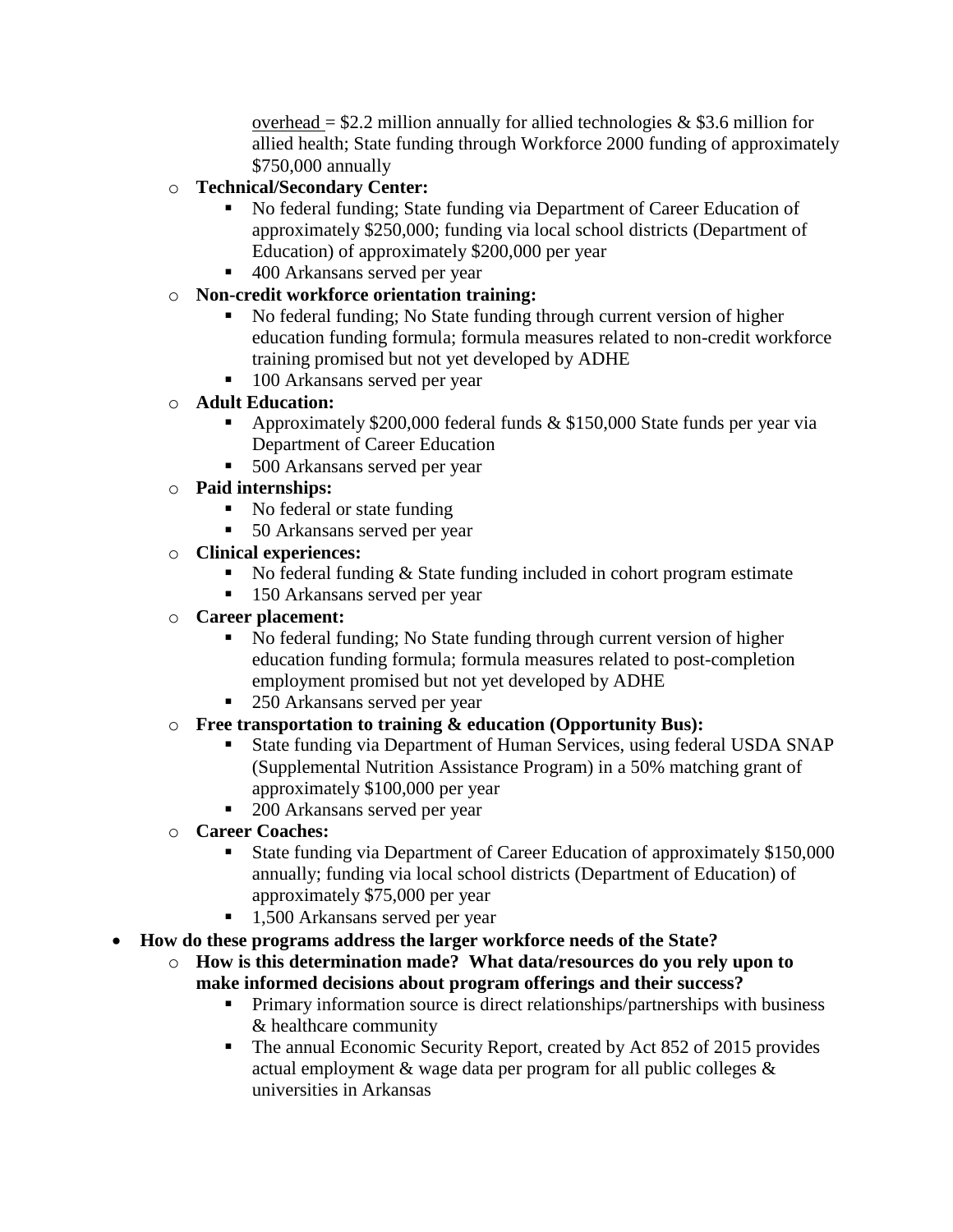overhead = $2.2 million annually for allied technologies & $3.6 million for allied health; State funding through Workforce 2000 funding of approximately $750,000 annually

- **Technical/Secondary Center:**
    - No federal funding; State funding via Department of Career Education of approximately $250,000; funding via local school districts (Department of Education) of approximately $200,000 per year
    - 400 Arkansans served per year
- **Non-credit workforce orientation training:**
    - No federal funding; No State funding through current version of higher education funding formula; formula measures related to non-credit workforce training promised but not yet developed by ADHE
    - 100 Arkansans served per year
- **Adult Education:**
    - Approximately $200,000 federal funds & $150,000 State funds per year via Department of Career Education
    - 500 Arkansans served per year
- **Paid internships:**
    - No federal or state funding
    - 50 Arkansans served per year
- **Clinical experiences:**
    - No federal funding & State funding included in cohort program estimate
    - 150 Arkansans served per year
- **Career placement:**
    - No federal funding; No State funding through current version of higher education funding formula; formula measures related to post-completion employment promised but not yet developed by ADHE
    - 250 Arkansans served per year
- **Free transportation to training & education (Opportunity Bus):**
    - State funding via Department of Human Services, using federal USDA SNAP (Supplemental Nutrition Assistance Program) in a 50% matching grant of approximately $100,000 per year
    - 200 Arkansans served per year
- **Career Coaches:**
    - State funding via Department of Career Education of approximately $150,000 annually; funding via local school districts (Department of Education) of approximately $75,000 per year
    - 1,500 Arkansans served per year

- **How do these programs address the larger workforce needs of the State?**
    - **How is this determination made? What data/resources do you rely upon to make informed decisions about program offerings and their success?**
        - Primary information source is direct relationships/partnerships with business & healthcare community
        - The annual Economic Security Report, created by Act 852 of 2015 provides actual employment & wage data per program for all public colleges & universities in Arkansas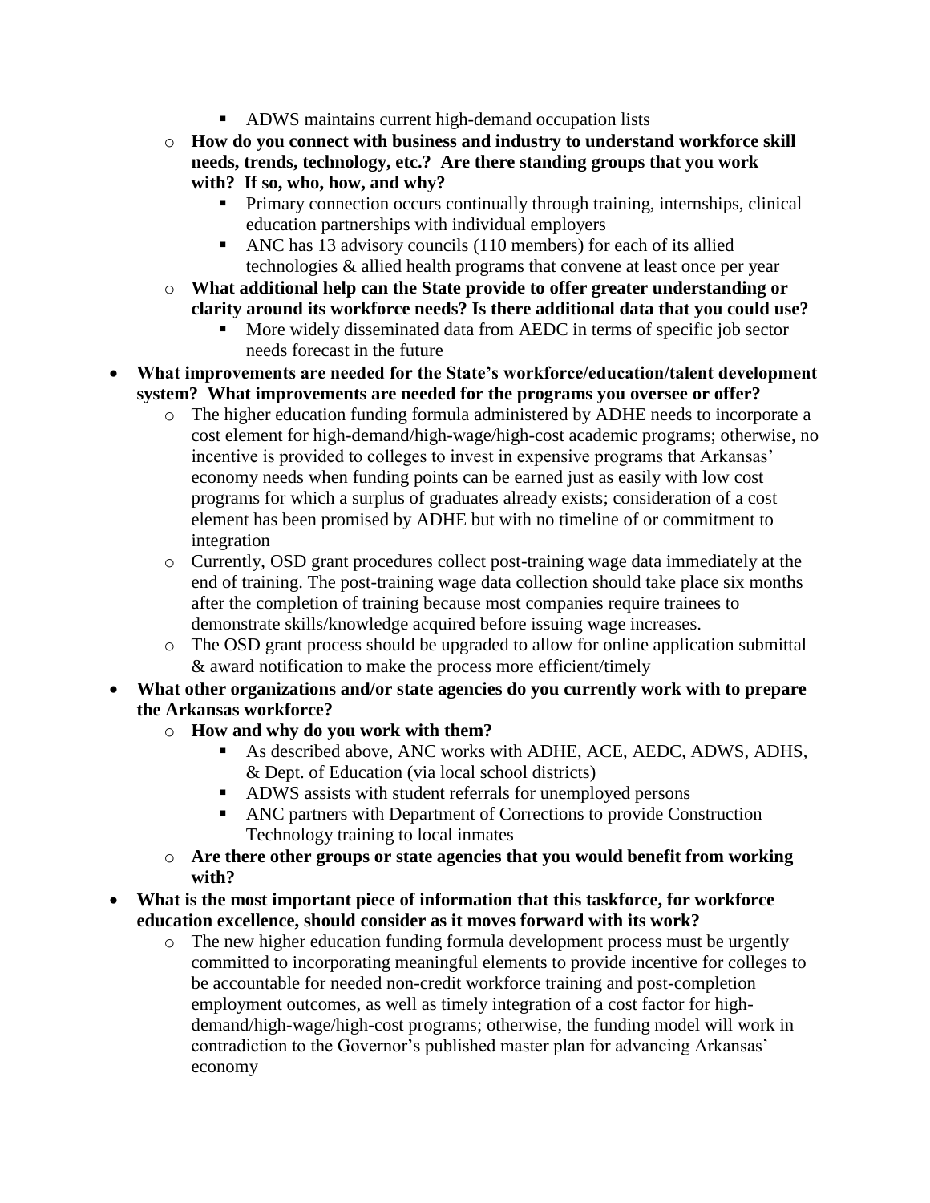- ADWS maintains current high-demand occupation lists
    - **How do you connect with business and industry to understand workforce skill needs, trends, technology, etc.? Are there standing groups that you work with? If so, who, how, and why?**
        - Primary connection occurs continually through training, internships, clinical education partnerships with individual employers
        - ANC has 13 advisory councils (110 members) for each of its allied technologies & allied health programs that convene at least once per year
    - **What additional help can the State provide to offer greater understanding or clarity around its workforce needs? Is there additional data that you could use?**
        - More widely disseminated data from AEDC in terms of specific job sector needs forecast in the future
- **What improvements are needed for the State's workforce/education/talent development system? What improvements are needed for the programs you oversee or offer?**
    - The higher education funding formula administered by ADHE needs to incorporate a cost element for high-demand/high-wage/high-cost academic programs; otherwise, no incentive is provided to colleges to invest in expensive programs that Arkansas' economy needs when funding points can be earned just as easily with low cost programs for which a surplus of graduates already exists; consideration of a cost element has been promised by ADHE but with no timeline of or commitment to integration
    - Currently, OSD grant procedures collect post-training wage data immediately at the end of training. The post-training wage data collection should take place six months after the completion of training because most companies require trainees to demonstrate skills/knowledge acquired before issuing wage increases.
    - The OSD grant process should be upgraded to allow for online application submittal & award notification to make the process more efficient/timely
- **What other organizations and/or state agencies do you currently work with to prepare the Arkansas workforce?**
    - **How and why do you work with them?**
        - As described above, ANC works with ADHE, ACE, AEDC, ADWS, ADHS, & Dept. of Education (via local school districts)
        - ADWS assists with student referrals for unemployed persons
        - ANC partners with Department of Corrections to provide Construction Technology training to local inmates
    - **Are there other groups or state agencies that you would benefit from working with?**
- **What is the most important piece of information that this taskforce, for workforce education excellence, should consider as it moves forward with its work?**
    - The new higher education funding formula development process must be urgently committed to incorporating meaningful elements to provide incentive for colleges to be accountable for needed non-credit workforce training and post-completion employment outcomes, as well as timely integration of a cost factor for high-demand/high-wage/high-cost programs; otherwise, the funding model will work in contradiction to the Governor's published master plan for advancing Arkansas' economy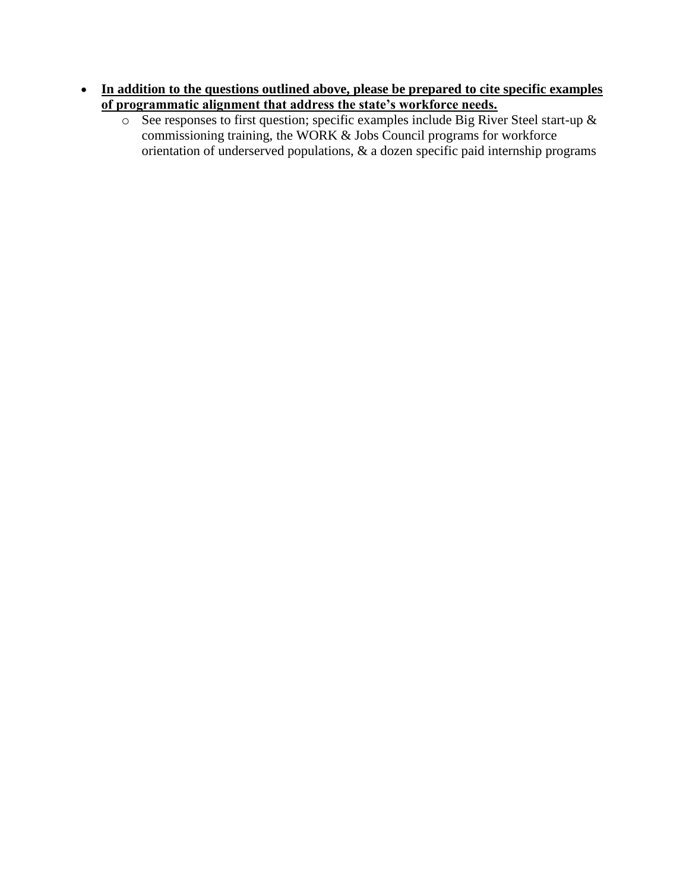- **<u>In addition to the questions outlined above, please be prepared to cite specific examples of programmatic alignment that address the state's workforce needs.</u>**
  - See responses to first question; specific examples include Big River Steel start-up & commissioning training, the WORK & Jobs Council programs for workforce orientation of underserved populations, & a dozen specific paid internship programs